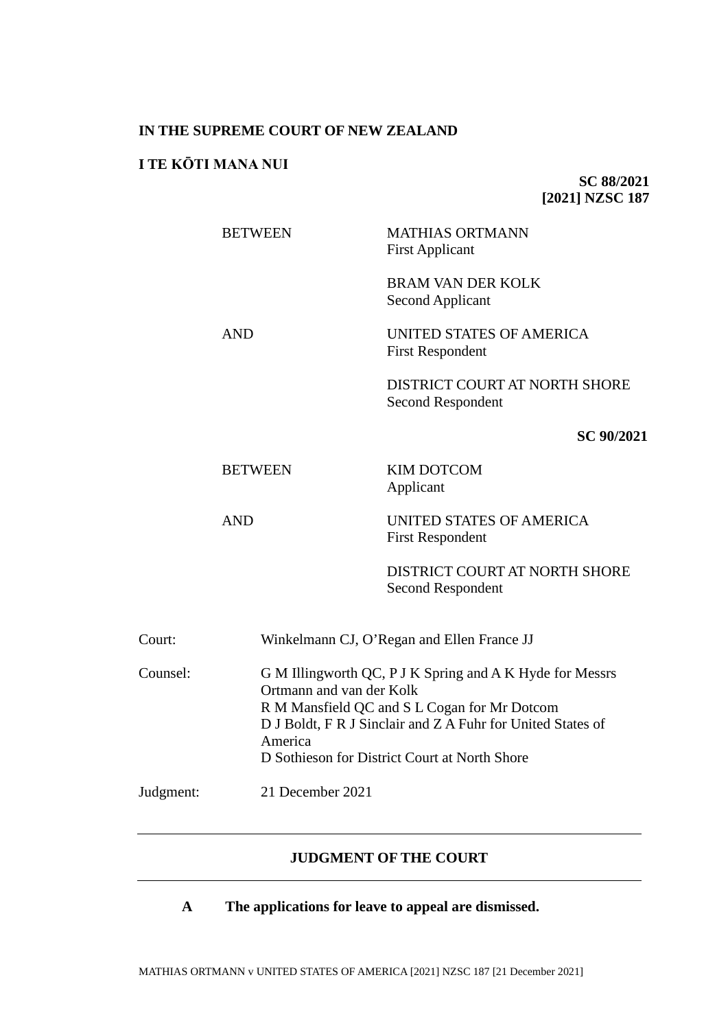**IN THE SUPREME COURT OF NEW ZEALAND**

**I TE KŌTI MANA NUI**

**SC 88/2021**
**[2021] NZSC 187**

| | |
|---|---|
| BETWEEN | MATHIAS ORTMANN<br>First Applicant |
| | BRAM VAN DER KOLK<br>Second Applicant |
| AND | UNITED STATES OF AMERICA<br>First Respondent |
| | DISTRICT COURT AT NORTH SHORE<br>Second Respondent |

**SC 90/2021**

| | |
|---|---|
| BETWEEN | KIM DOTCOM<br>Applicant |
| AND | UNITED STATES OF AMERICA<br>First Respondent |
| | DISTRICT COURT AT NORTH SHORE<br>Second Respondent |

| | |
|---|---|
| Court: | Winkelmann CJ, O'Regan and Ellen France JJ |
| Counsel: | G M Illingworth QC, P J K Spring and A K Hyde for Messrs Ortmann and van der Kolk<br>R M Mansfield QC and S L Cogan for Mr Dotcom<br>D J Boldt, F R J Sinclair and Z A Fuhr for United States of America<br>D Sothieson for District Court at North Shore |
| Judgment: | 21 December 2021 |

---

**JUDGMENT OF THE COURT**

---

**A The applications for leave to appeal are dismissed.**

MATHIAS ORTMANN v UNITED STATES OF AMERICA [2021] NZSC 187 [21 December 2021]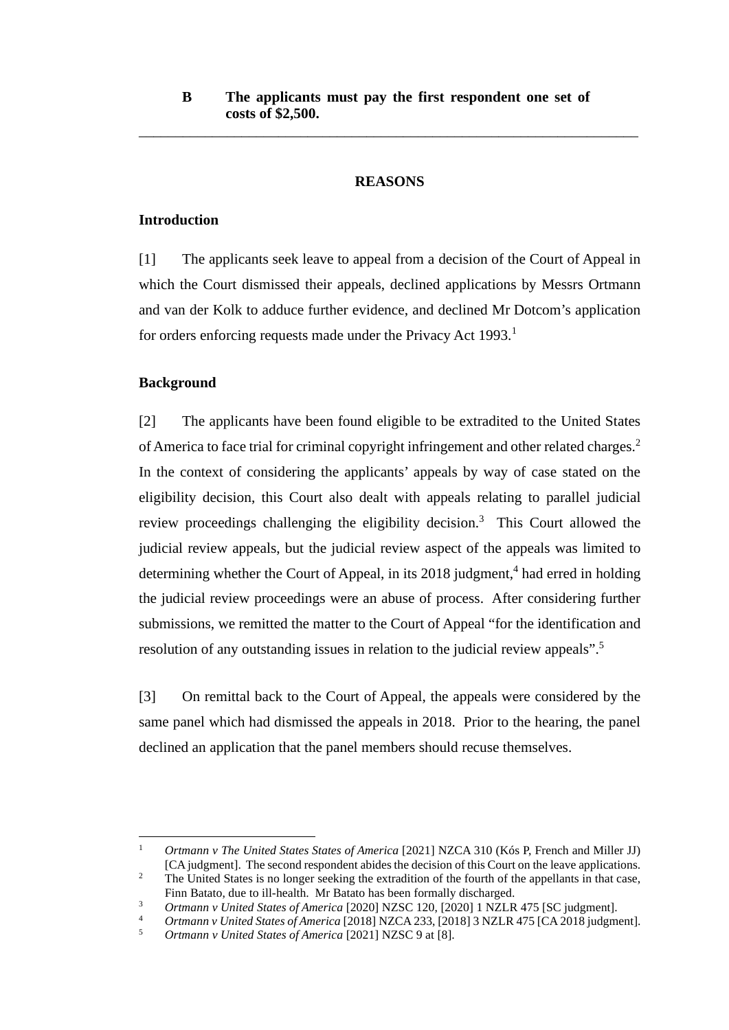**B The applicants must pay the first respondent one set of costs of $2,500.**

---

## REASONS

### Introduction

[1] The applicants seek leave to appeal from a decision of the Court of Appeal in which the Court dismissed their appeals, declined applications by Messrs Ortmann and van der Kolk to adduce further evidence, and declined Mr Dotcom's application for orders enforcing requests made under the Privacy Act 1993.[1]

### Background

[2] The applicants have been found eligible to be extradited to the United States of America to face trial for criminal copyright infringement and other related charges.[2] In the context of considering the applicants' appeals by way of case stated on the eligibility decision, this Court also dealt with appeals relating to parallel judicial review proceedings challenging the eligibility decision.[3] This Court allowed the judicial review appeals, but the judicial review aspect of the appeals was limited to determining whether the Court of Appeal, in its 2018 judgment,[4] had erred in holding the judicial review proceedings were an abuse of process. After considering further submissions, we remitted the matter to the Court of Appeal "for the identification and resolution of any outstanding issues in relation to the judicial review appeals".[5]

[3] On remittal back to the Court of Appeal, the appeals were considered by the same panel which had dismissed the appeals in 2018. Prior to the hearing, the panel declined an application that the panel members should recuse themselves.

---

[1] *Ortmann v The United States States of America* [2021] NZCA 310 (Kós P, French and Miller JJ) [CA judgment]. The second respondent abides the decision of this Court on the leave applications.

[2] The United States is no longer seeking the extradition of the fourth of the appellants in that case, Finn Batato, due to ill-health. Mr Batato has been formally discharged.

[3] *Ortmann v United States of America* [2020] NZSC 120, [2020] 1 NZLR 475 [SC judgment].

[4] *Ortmann v United States of America* [2018] NZCA 233, [2018] 3 NZLR 475 [CA 2018 judgment].

[5] *Ortmann v United States of America* [2021] NZSC 9 at [8].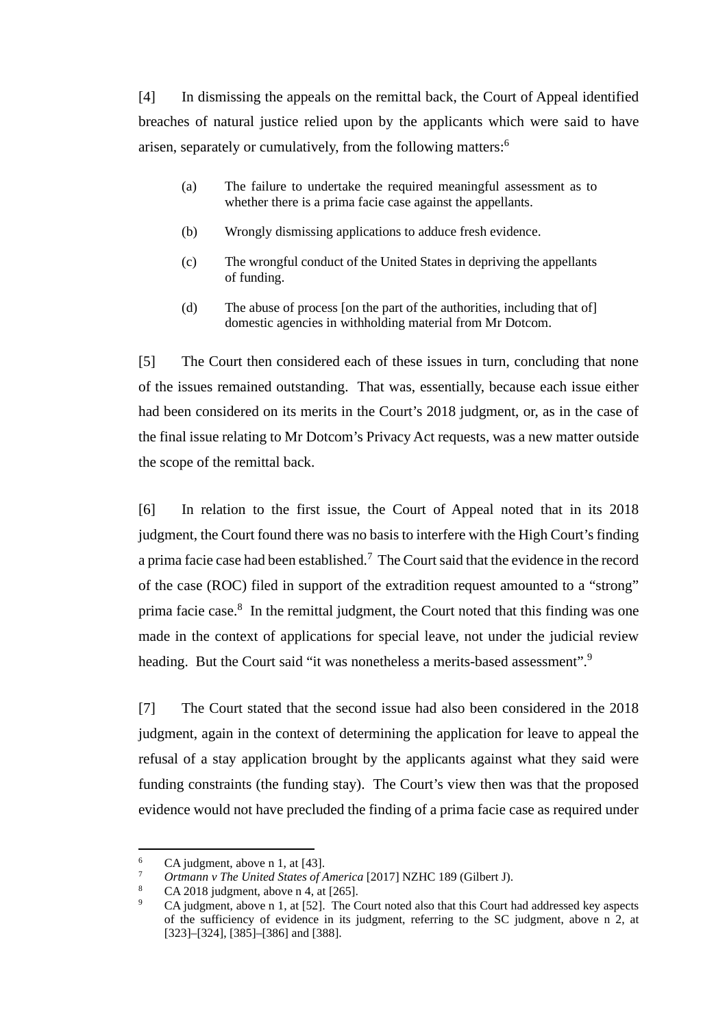[4] In dismissing the appeals on the remittal back, the Court of Appeal identified breaches of natural justice relied upon by the applicants which were said to have arisen, separately or cumulatively, from the following matters:[6]

> (a) The failure to undertake the required meaningful assessment as to whether there is a prima facie case against the appellants.
>
> (b) Wrongly dismissing applications to adduce fresh evidence.
>
> (c) The wrongful conduct of the United States in depriving the appellants of funding.
>
> (d) The abuse of process [on the part of the authorities, including that of] domestic agencies in withholding material from Mr Dotcom.

[5] The Court then considered each of these issues in turn, concluding that none of the issues remained outstanding. That was, essentially, because each issue either had been considered on its merits in the Court's 2018 judgment, or, as in the case of the final issue relating to Mr Dotcom's Privacy Act requests, was a new matter outside the scope of the remittal back.

[6] In relation to the first issue, the Court of Appeal noted that in its 2018 judgment, the Court found there was no basis to interfere with the High Court's finding a prima facie case had been established.[7] The Court said that the evidence in the record of the case (ROC) filed in support of the extradition request amounted to a "strong" prima facie case.[8] In the remittal judgment, the Court noted that this finding was one made in the context of applications for special leave, not under the judicial review heading. But the Court said "it was nonetheless a merits-based assessment".[9]

[7] The Court stated that the second issue had also been considered in the 2018 judgment, again in the context of determining the application for leave to appeal the refusal of a stay application brought by the applicants against what they said were funding constraints (the funding stay). The Court's view then was that the proposed evidence would not have precluded the finding of a prima facie case as required under

---

[6] CA judgment, above n 1, at [43].

[7] *Ortmann v The United States of America* [2017] NZHC 189 (Gilbert J).

[8] CA 2018 judgment, above n 4, at [265].

[9] CA judgment, above n 1, at [52]. The Court noted also that this Court had addressed key aspects of the sufficiency of evidence in its judgment, referring to the SC judgment, above n 2, at [323]–[324], [385]–[386] and [388].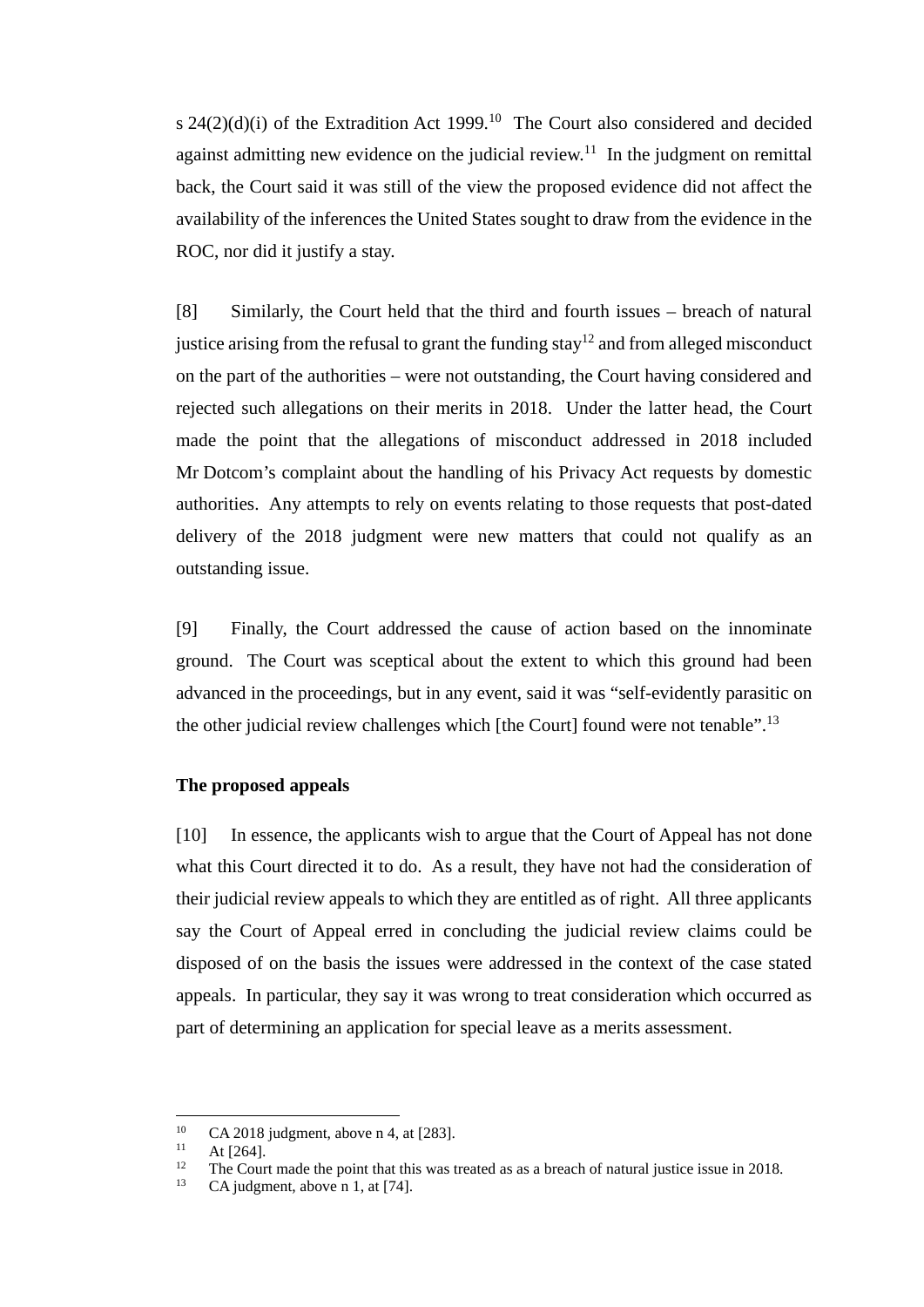s 24(2)(d)(i) of the Extradition Act 1999.[10] The Court also considered and decided against admitting new evidence on the judicial review.[11] In the judgment on remittal back, the Court said it was still of the view the proposed evidence did not affect the availability of the inferences the United States sought to draw from the evidence in the ROC, nor did it justify a stay.

[8] Similarly, the Court held that the third and fourth issues – breach of natural justice arising from the refusal to grant the funding stay[12] and from alleged misconduct on the part of the authorities – were not outstanding, the Court having considered and rejected such allegations on their merits in 2018. Under the latter head, the Court made the point that the allegations of misconduct addressed in 2018 included Mr Dotcom's complaint about the handling of his Privacy Act requests by domestic authorities. Any attempts to rely on events relating to those requests that post-dated delivery of the 2018 judgment were new matters that could not qualify as an outstanding issue.

[9] Finally, the Court addressed the cause of action based on the innominate ground. The Court was sceptical about the extent to which this ground had been advanced in the proceedings, but in any event, said it was "self-evidently parasitic on the other judicial review challenges which [the Court] found were not tenable".[13]

**The proposed appeals**

[10] In essence, the applicants wish to argue that the Court of Appeal has not done what this Court directed it to do. As a result, they have not had the consideration of their judicial review appeals to which they are entitled as of right. All three applicants say the Court of Appeal erred in concluding the judicial review claims could be disposed of on the basis the issues were addressed in the context of the case stated appeals. In particular, they say it was wrong to treat consideration which occurred as part of determining an application for special leave as a merits assessment.

---

[10] CA 2018 judgment, above n 4, at [283].

[11] At [264].

[12] The Court made the point that this was treated as as a breach of natural justice issue in 2018.

[13] CA judgment, above n 1, at [74].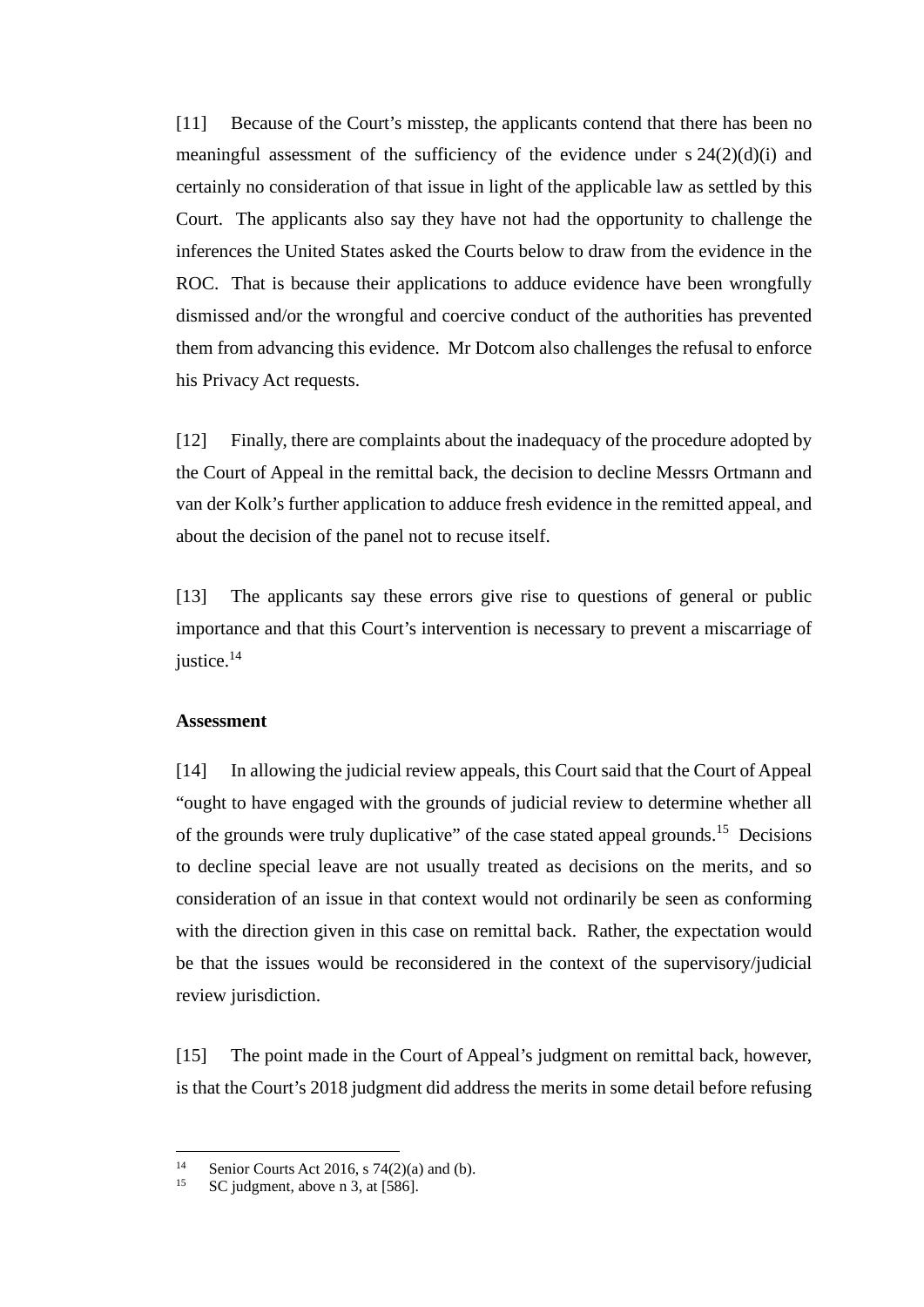[11] Because of the Court's misstep, the applicants contend that there has been no meaningful assessment of the sufficiency of the evidence under s 24(2)(d)(i) and certainly no consideration of that issue in light of the applicable law as settled by this Court. The applicants also say they have not had the opportunity to challenge the inferences the United States asked the Courts below to draw from the evidence in the ROC. That is because their applications to adduce evidence have been wrongfully dismissed and/or the wrongful and coercive conduct of the authorities has prevented them from advancing this evidence. Mr Dotcom also challenges the refusal to enforce his Privacy Act requests.

[12] Finally, there are complaints about the inadequacy of the procedure adopted by the Court of Appeal in the remittal back, the decision to decline Messrs Ortmann and van der Kolk's further application to adduce fresh evidence in the remitted appeal, and about the decision of the panel not to recuse itself.

[13] The applicants say these errors give rise to questions of general or public importance and that this Court's intervention is necessary to prevent a miscarriage of justice.[14]

**Assessment**

[14] In allowing the judicial review appeals, this Court said that the Court of Appeal "ought to have engaged with the grounds of judicial review to determine whether all of the grounds were truly duplicative" of the case stated appeal grounds.[15] Decisions to decline special leave are not usually treated as decisions on the merits, and so consideration of an issue in that context would not ordinarily be seen as conforming with the direction given in this case on remittal back. Rather, the expectation would be that the issues would be reconsidered in the context of the supervisory/judicial review jurisdiction.

[15] The point made in the Court of Appeal's judgment on remittal back, however, is that the Court's 2018 judgment did address the merits in some detail before refusing

---

[14] Senior Courts Act 2016, s 74(2)(a) and (b).

[15] SC judgment, above n 3, at [586].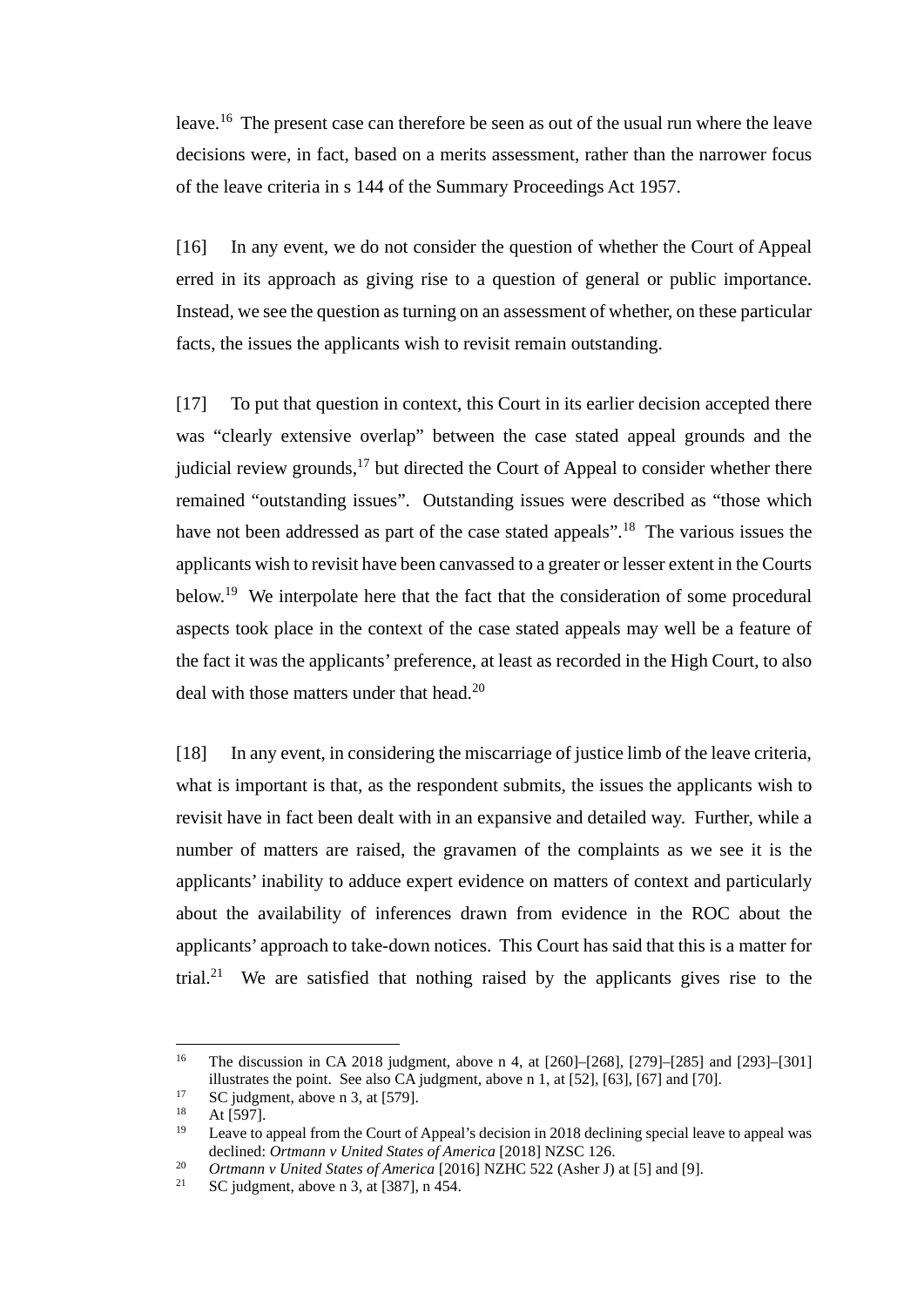leave.[16] The present case can therefore be seen as out of the usual run where the leave decisions were, in fact, based on a merits assessment, rather than the narrower focus of the leave criteria in s 144 of the Summary Proceedings Act 1957.

[16] In any event, we do not consider the question of whether the Court of Appeal erred in its approach as giving rise to a question of general or public importance. Instead, we see the question as turning on an assessment of whether, on these particular facts, the issues the applicants wish to revisit remain outstanding.

[17] To put that question in context, this Court in its earlier decision accepted there was "clearly extensive overlap" between the case stated appeal grounds and the judicial review grounds,[17] but directed the Court of Appeal to consider whether there remained "outstanding issues". Outstanding issues were described as "those which have not been addressed as part of the case stated appeals".[18] The various issues the applicants wish to revisit have been canvassed to a greater or lesser extent in the Courts below.[19] We interpolate here that the fact that the consideration of some procedural aspects took place in the context of the case stated appeals may well be a feature of the fact it was the applicants' preference, at least as recorded in the High Court, to also deal with those matters under that head.[20]

[18] In any event, in considering the miscarriage of justice limb of the leave criteria, what is important is that, as the respondent submits, the issues the applicants wish to revisit have in fact been dealt with in an expansive and detailed way. Further, while a number of matters are raised, the gravamen of the complaints as we see it is the applicants' inability to adduce expert evidence on matters of context and particularly about the availability of inferences drawn from evidence in the ROC about the applicants' approach to take-down notices. This Court has said that this is a matter for trial.[21] We are satisfied that nothing raised by the applicants gives rise to the

---

[16] The discussion in CA 2018 judgment, above n 4, at [260]–[268], [279]–[285] and [293]–[301] illustrates the point. See also CA judgment, above n 1, at [52], [63], [67] and [70].

[17] SC judgment, above n 3, at [579].

[18] At [597].

[19] Leave to appeal from the Court of Appeal's decision in 2018 declining special leave to appeal was declined: *Ortmann v United States of America* [2018] NZSC 126.

[20] *Ortmann v United States of America* [2016] NZHC 522 (Asher J) at [5] and [9].

[21] SC judgment, above n 3, at [387], n 454.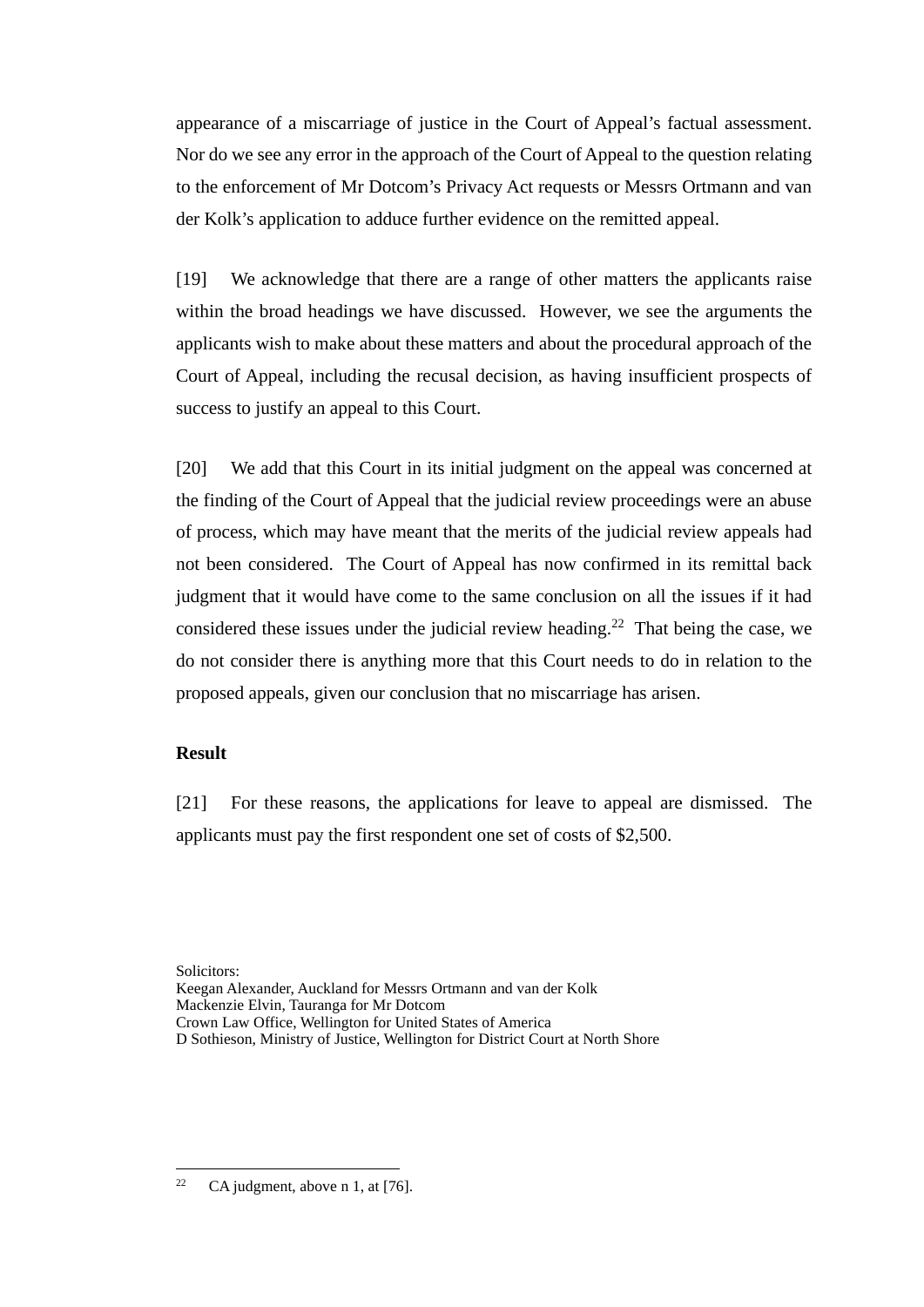appearance of a miscarriage of justice in the Court of Appeal's factual assessment. Nor do we see any error in the approach of the Court of Appeal to the question relating to the enforcement of Mr Dotcom's Privacy Act requests or Messrs Ortmann and van der Kolk's application to adduce further evidence on the remitted appeal.

[19] We acknowledge that there are a range of other matters the applicants raise within the broad headings we have discussed. However, we see the arguments the applicants wish to make about these matters and about the procedural approach of the Court of Appeal, including the recusal decision, as having insufficient prospects of success to justify an appeal to this Court.

[20] We add that this Court in its initial judgment on the appeal was concerned at the finding of the Court of Appeal that the judicial review proceedings were an abuse of process, which may have meant that the merits of the judicial review appeals had not been considered. The Court of Appeal has now confirmed in its remittal back judgment that it would have come to the same conclusion on all the issues if it had considered these issues under the judicial review heading.[22] That being the case, we do not consider there is anything more that this Court needs to do in relation to the proposed appeals, given our conclusion that no miscarriage has arisen.

**Result**

[21] For these reasons, the applications for leave to appeal are dismissed. The applicants must pay the first respondent one set of costs of $2,500.

Solicitors:
Keegan Alexander, Auckland for Messrs Ortmann and van der Kolk
Mackenzie Elvin, Tauranga for Mr Dotcom
Crown Law Office, Wellington for United States of America
D Sothieson, Ministry of Justice, Wellington for District Court at North Shore

[22] CA judgment, above n 1, at [76].